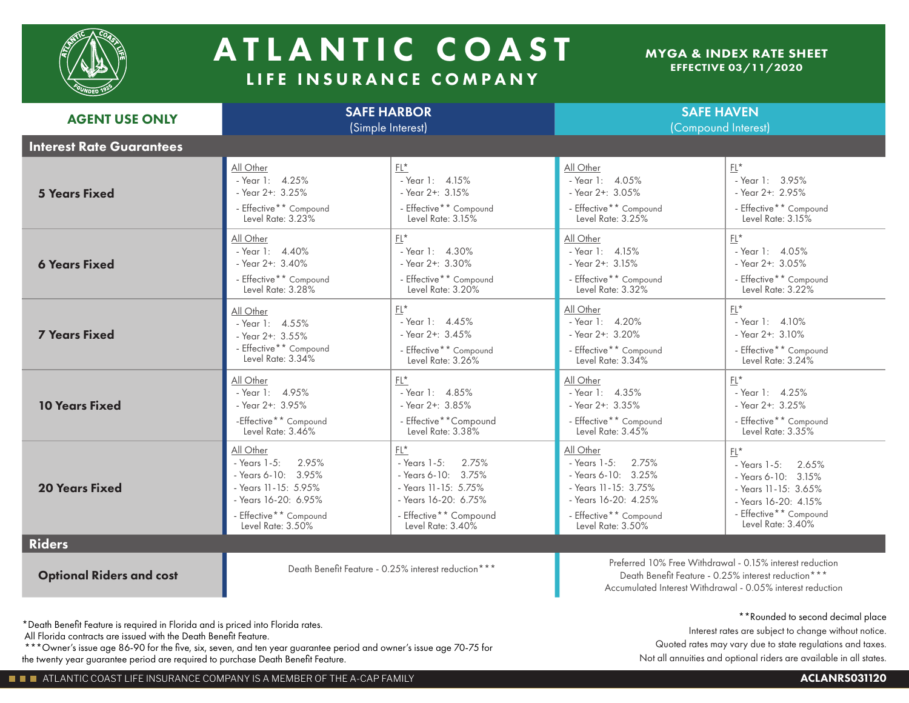# ATLANTIC COAST

## LIFE INSURANCE COMPANY

**MYGA & INDEX RATE SHEET**
**EFFECTIVE 03/11/2020**

| AGENT USE ONLY | SAFE HARBOR (Simple Interest) | | SAFE HAVEN (Compound Interest) | |
|---|---|---|---|---|
| **Interest Rate Guarantees** | | | | |
| **5 Years Fixed** | All Other<br>- Year 1: 4.25%<br>- Year 2+: 3.25%<br>- Effective** Compound Level Rate: 3.23% | FL*<br>- Year 1: 4.15%<br>- Year 2+: 3.15%<br>- Effective** Compound Level Rate: 3.15% | All Other<br>- Year 1: 4.05%<br>- Year 2+: 3.05%<br>- Effective** Compound Level Rate: 3.25% | FL*<br>- Year 1: 3.95%<br>- Year 2+: 2.95%<br>- Effective** Compound Level Rate: 3.15% |
| **6 Years Fixed** | All Other<br>- Year 1: 4.40%<br>- Year 2+: 3.40%<br>- Effective** Compound Level Rate: 3.28% | FL*<br>- Year 1: 4.30%<br>- Year 2+: 3.30%<br>- Effective** Compound Level Rate: 3.20% | All Other<br>- Year 1: 4.15%<br>- Year 2+: 3.15%<br>- Effective** Compound Level Rate: 3.32% | FL*<br>- Year 1: 4.05%<br>- Year 2+: 3.05%<br>- Effective** Compound Level Rate: 3.22% |
| **7 Years Fixed** | All Other<br>- Year 1: 4.55%<br>- Year 2+: 3.55%<br>- Effective** Compound Level Rate: 3.34% | FL*<br>- Year 1: 4.45%<br>- Year 2+: 3.45%<br>- Effective** Compound Level Rate: 3.26% | All Other<br>- Year 1: 4.20%<br>- Year 2+: 3.20%<br>- Effective** Compound Level Rate: 3.34% | FL*<br>- Year 1: 4.10%<br>- Year 2+: 3.10%<br>- Effective** Compound Level Rate: 3.24% |
| **10 Years Fixed** | All Other<br>- Year 1: 4.95%<br>- Year 2+: 3.95%<br>-Effective** Compound Level Rate: 3.46% | FL*<br>- Year 1: 4.85%<br>- Year 2+: 3.85%<br>- Effective** Compound Level Rate: 3.38% | All Other<br>- Year 1: 4.35%<br>- Year 2+: 3.35%<br>- Effective** Compound Level Rate: 3.45% | FL*<br>- Year 1: 4.25%<br>- Year 2+: 3.25%<br>- Effective** Compound Level Rate: 3.35% |
| **20 Years Fixed** | All Other<br>- Years 1-5: 2.95%<br>- Years 6-10: 3.95%<br>- Years 11-15: 5.95%<br>- Years 16-20: 6.95%<br>- Effective** Compound Level Rate: 3.50% | FL*<br>- Years 1-5: 2.75%<br>- Years 6-10: 3.75%<br>- Years 11-15: 5.75%<br>- Years 16-20: 6.75%<br>- Effective** Compound Level Rate: 3.40% | All Other<br>- Years 1-5: 2.75%<br>- Years 6-10: 3.25%<br>- Years 11-15: 3.75%<br>- Years 16-20: 4.25%<br>- Effective** Compound Level Rate: 3.50% | FL*<br>- Years 1-5: 2.65%<br>- Years 6-10: 3.15%<br>- Years 11-15: 3.65%<br>- Years 16-20: 4.15%<br>- Effective** Compound Level Rate: 3.40% |
| **Riders** | | | | |
| **Optional Riders and cost** | Death Benefit Feature - 0.25% interest reduction*** | | Preferred 10% Free Withdrawal - 0.15% interest reduction<br>Death Benefit Feature - 0.25% interest reduction***<br>Accumulated Interest Withdrawal - 0.05% interest reduction | |

*Death Benefit Feature is required in Florida and is priced into Florida rates.
All Florida contracts are issued with the Death Benefit Feature.
***Owner's issue age 86-90 for the five, six, seven, and ten year guarantee period and owner's issue age 70-75 for the twenty year guarantee period are required to purchase Death Benefit Feature.

**Rounded to second decimal place
Interest rates are subject to change without notice.
Quoted rates may vary due to state regulations and taxes.
Not all annuities and optional riders are available in all states.

ATLANTIC COAST LIFE INSURANCE COMPANY IS A MEMBER OF THE A-CAP FAMILY

ACLANRS031120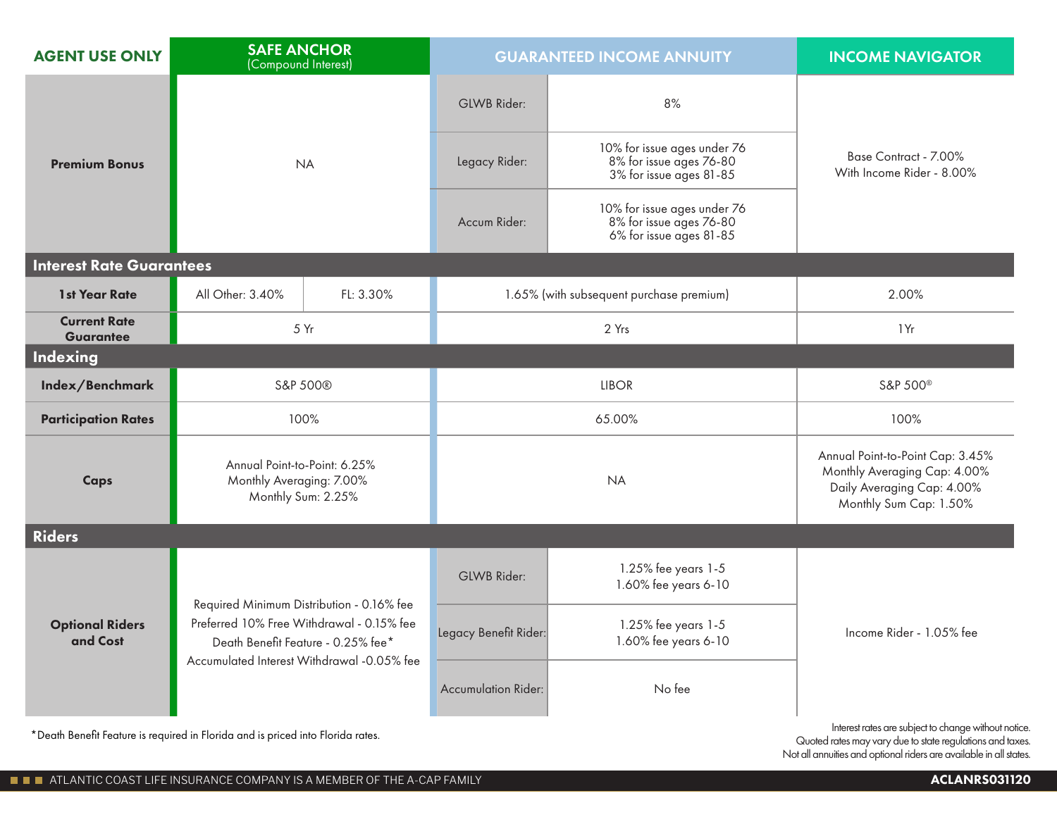| AGENT USE ONLY | SAFE ANCHOR (Compound Interest) | | GUARANTEED INCOME ANNUITY | | INCOME NAVIGATOR |
|---|---|---|---|---|---|
| Premium Bonus | NA | | GLWB Rider: | 8% | Base Contract - 7.00%<br>With Income Rider - 8.00% |
| | | | Legacy Rider: | 10% for issue ages under 76<br>8% for issue ages 76-80<br>3% for issue ages 81-85 | |
| | | | Accum Rider: | 10% for issue ages under 76<br>8% for issue ages 76-80<br>6% for issue ages 81-85 | |
| **Interest Rate Guarantees** | | | | | |
| 1st Year Rate | All Other: 3.40% | FL: 3.30% | 1.65% (with subsequent purchase premium) | | 2.00% |
| Current Rate Guarantee | 5 Yr | | 2 Yrs | | 1 Yr |
| **Indexing** | | | | | |
| Index/Benchmark | S&P 500® | | LIBOR | | S&P 500® |
| Participation Rates | 100% | | 65.00% | | 100% |
| Caps | Annual Point-to-Point: 6.25%<br>Monthly Averaging: 7.00%<br>Monthly Sum: 2.25% | | NA | | Annual Point-to-Point Cap: 3.45%<br>Monthly Averaging Cap: 4.00%<br>Daily Averaging Cap: 4.00%<br>Monthly Sum Cap: 1.50% |
| **Riders** | | | | | |
| Optional Riders and Cost | Required Minimum Distribution - 0.16% fee<br>Preferred 10% Free Withdrawal - 0.15% fee<br>Death Benefit Feature - 0.25% fee*<br>Accumulated Interest Withdrawal -0.05% fee | | GLWB Rider: | 1.25% fee years 1-5<br>1.60% fee years 6-10 | Income Rider - 1.05% fee |
| | | | Legacy Benefit Rider: | 1.25% fee years 1-5<br>1.60% fee years 6-10 | |
| | | | Accumulation Rider: | No fee | |

*Death Benefit Feature is required in Florida and is priced into Florida rates.

Interest rates are subject to change without notice.
Quoted rates may vary due to state regulations and taxes.
Not all annuities and optional riders are available in all states.

ATLANTIC COAST LIFE INSURANCE COMPANY IS A MEMBER OF THE A-CAP FAMILY

ACLANRS031120